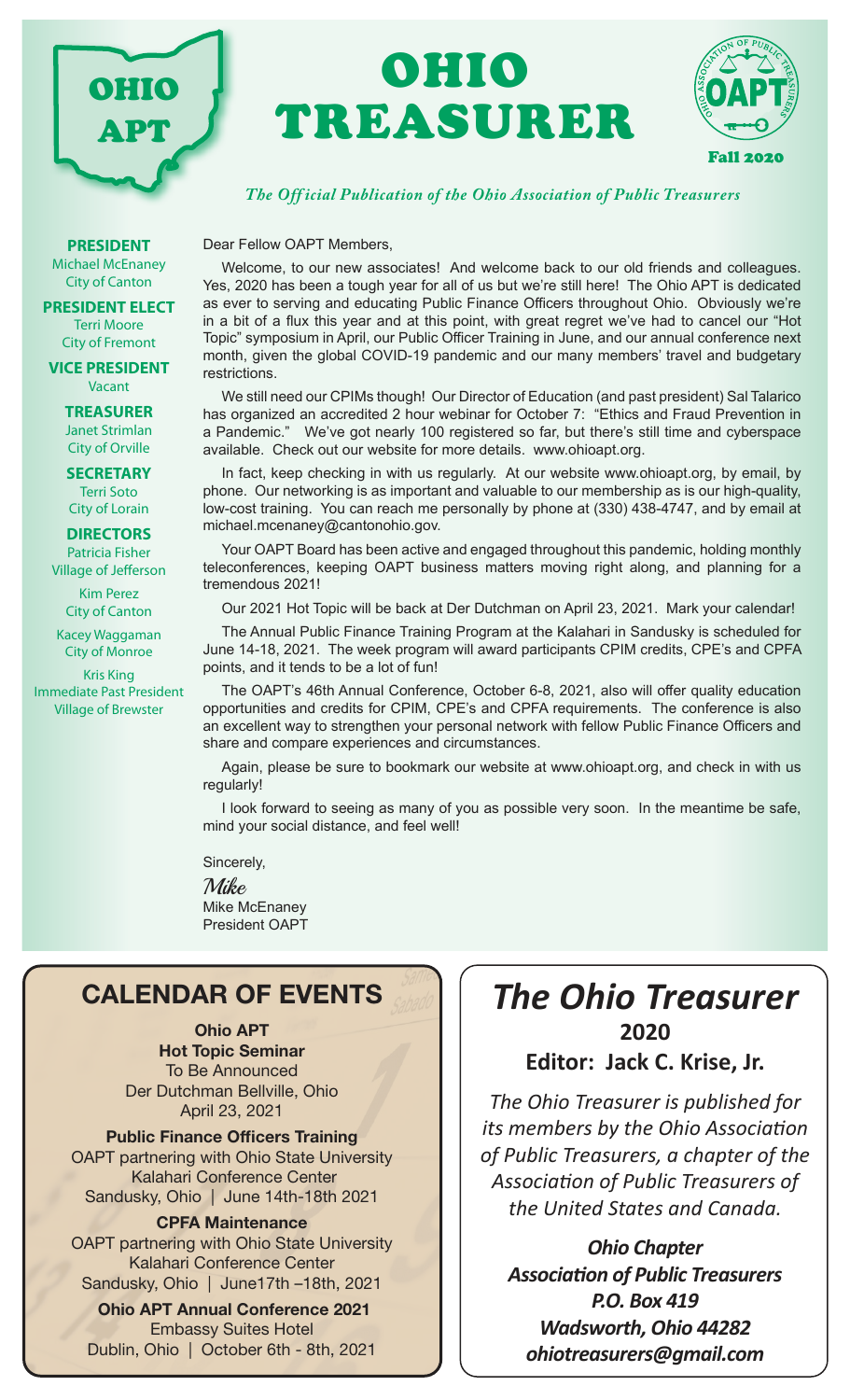# OHIO TREASURER

OHIO APT

Fall 2020

*The Official Publication of the Ohio Association of Public Treasurers*

**PRESIDENT**
Michael McEnaney
City of Canton

**PRESIDENT ELECT**
Terri Moore
City of Fremont

**VICE PRESIDENT**
Vacant

**TREASURER**
Janet Strimlan
City of Orville

**SECRETARY**
Terri Soto
City of Lorain

**DIRECTORS**
Patricia Fisher
Village of Jefferson

Kim Perez
City of Canton

Kacey Waggaman
City of Monroe

Kris King
Immediate Past President
Village of Brewster

Dear Fellow OAPT Members,

Welcome, to our new associates! And welcome back to our old friends and colleagues. Yes, 2020 has been a tough year for all of us but we're still here! The Ohio APT is dedicated as ever to serving and educating Public Finance Officers throughout Ohio. Obviously we're in a bit of a flux this year and at this point, with great regret we've had to cancel our "Hot Topic" symposium in April, our Public Officer Training in June, and our annual conference next month, given the global COVID-19 pandemic and our many members' travel and budgetary restrictions.

We still need our CPIMs though! Our Director of Education (and past president) Sal Talarico has organized an accredited 2 hour webinar for October 7: "Ethics and Fraud Prevention in a Pandemic." We've got nearly 100 registered so far, but there's still time and cyberspace available. Check out our website for more details. www.ohioapt.org.

In fact, keep checking in with us regularly. At our website www.ohioapt.org, by email, by phone. Our networking is as important and valuable to our membership as is our high-quality, low-cost training. You can reach me personally by phone at (330) 438-4747, and by email at michael.mcenaney@cantonohio.gov.

Your OAPT Board has been active and engaged throughout this pandemic, holding monthly teleconferences, keeping OAPT business matters moving right along, and planning for a tremendous 2021!

Our 2021 Hot Topic will be back at Der Dutchman on April 23, 2021. Mark your calendar!

The Annual Public Finance Training Program at the Kalahari in Sandusky is scheduled for June 14-18, 2021. The week program will award participants CPIM credits, CPE's and CPFA points, and it tends to be a lot of fun!

The OAPT's 46th Annual Conference, October 6-8, 2021, also will offer quality education opportunities and credits for CPIM, CPE's and CPFA requirements. The conference is also an excellent way to strengthen your personal network with fellow Public Finance Officers and share and compare experiences and circumstances.

Again, please be sure to bookmark our website at www.ohioapt.org, and check in with us regularly!

I look forward to seeing as many of you as possible very soon. In the meantime be safe, mind your social distance, and feel well!

Sincerely,

*Mike*
Mike McEnaney
President OAPT

## CALENDAR OF EVENTS

**Ohio APT**
**Hot Topic Seminar**
To Be Announced
Der Dutchman Bellville, Ohio
April 23, 2021

**Public Finance Officers Training**
OAPT partnering with Ohio State University
Kalahari Conference Center
Sandusky, Ohio | June 14th-18th 2021

**CPFA Maintenance**
OAPT partnering with Ohio State University
Kalahari Conference Center
Sandusky, Ohio | June17th –18th, 2021

**Ohio APT Annual Conference 2021**
Embassy Suites Hotel
Dublin, Ohio | October 6th - 8th, 2021

## *The Ohio Treasurer*

**2020**

**Editor: Jack C. Krise, Jr.**

*The Ohio Treasurer is published for its members by the Ohio Association of Public Treasurers, a chapter of the Association of Public Treasurers of the United States and Canada.*

***Ohio Chapter***
***Association of Public Treasurers***
***P.O. Box 419***
***Wadsworth, Ohio 44282***
***ohiotreasurers@gmail.com***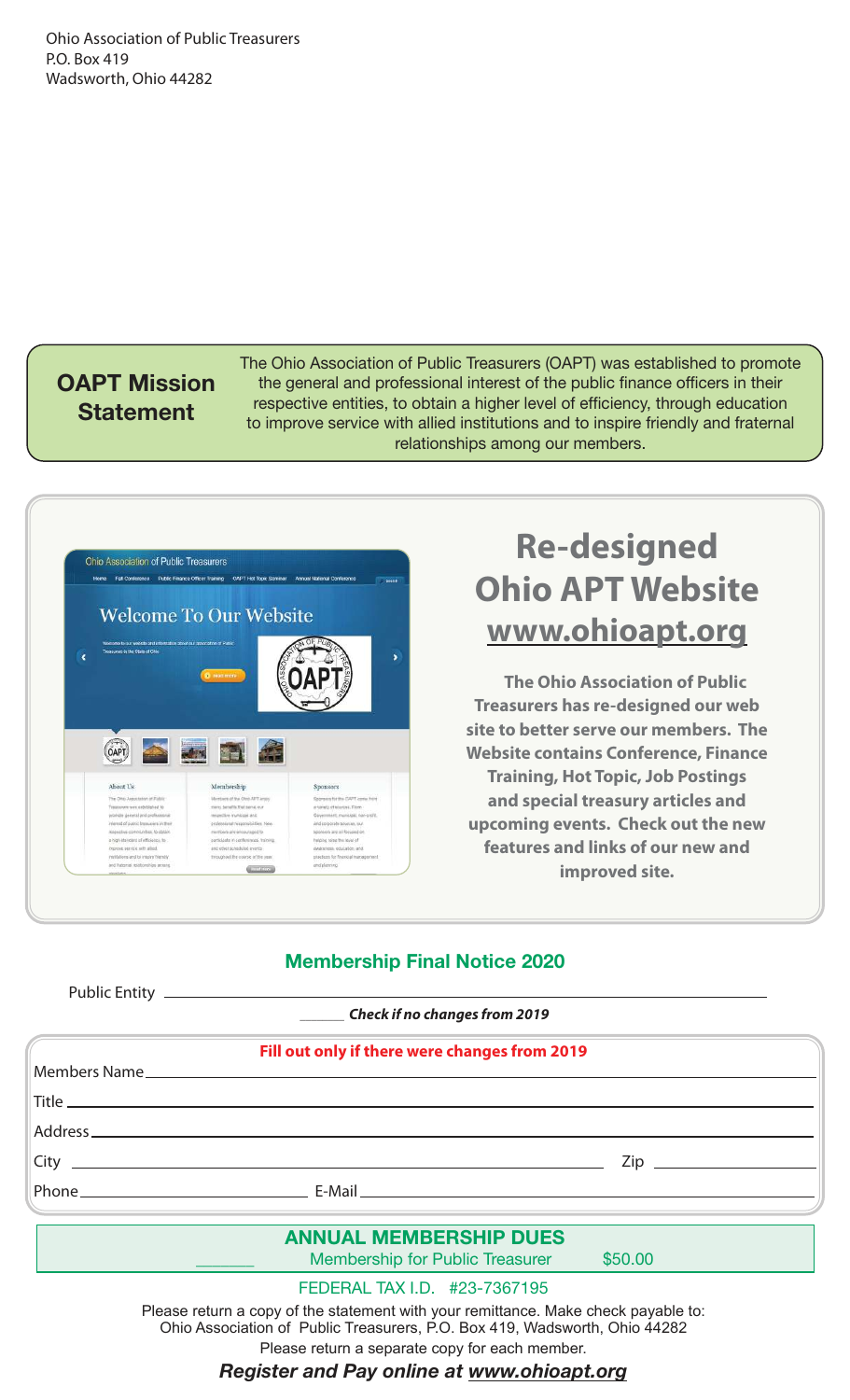Ohio Association of Public Treasurers
P.O. Box 419
Wadsworth, Ohio 44282

## OAPT Mission Statement

The Ohio Association of Public Treasurers (OAPT) was established to promote the general and professional interest of the public finance officers in their respective entities, to obtain a higher level of efficiency, through education to improve service with allied institutions and to inspire friendly and fraternal relationships among our members.

## Re-designed Ohio APT Website www.ohioapt.org

**The Ohio Association of Public Treasurers has re-designed our web site to better serve our members. The Website contains Conference, Finance Training, Hot Topic, Job Postings and special treasury articles and upcoming events. Check out the new features and links of our new and improved site.**

## Membership Final Notice 2020

Public Entity ______________________________

______ ***Check if no changes from 2019***

**Fill out only if there were changes from 2019**

Members Name ______________________________

Title ______________________________

Address ______________________________

City ______________________________ Zip ______________

Phone ______________ E-Mail ______________________________

### ANNUAL MEMBERSHIP DUES

______ Membership for Public Treasurer $50.00

FEDERAL TAX I.D. #23-7367195

Please return a copy of the statement with your remittance. Make check payable to:
Ohio Association of Public Treasurers, P.O. Box 419, Wadsworth, Ohio 44282

Please return a separate copy for each member.

***Register and Pay online at www.ohioapt.org***